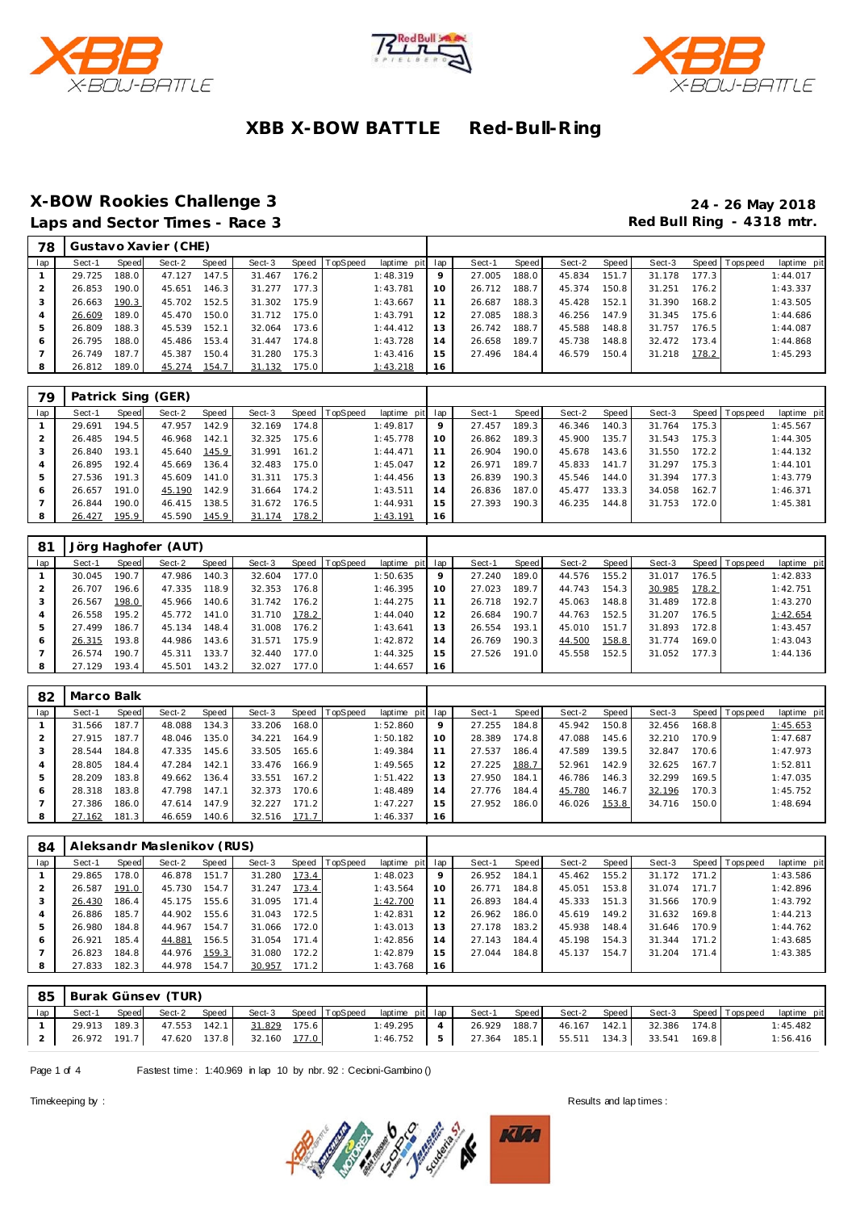# XBB X-BOW BATTLE Red-Bull-Ring

## X-BOW Rookies Challenge 3

**24 - 26 May 2018**

## Laps and Sector Times - Race 3

**Red Bull Ring - 4318 mtr.**

| 78 | Gustavo Xavier (CHE) | | | | | | | | | | | | | | | | | |
|---|---|---|---|---|---|---|---|---|---|---|---|---|---|---|---|---|---|---|
| lap | Sect-1 | Speed | Sect-2 | Speed | Sect-3 | Speed | TopSpeed | laptime pit | lap | Sect-1 | Speed | Sect-2 | Speed | Sect-3 | Speed | Topspeed | laptime pit |
| 1 | 29.725 | 188.0 | 47.127 | 147.5 | 31.467 | 176.2 | | 1:48.319 | 9 | 27.005 | 188.0 | 45.834 | 151.7 | 31.178 | 177.3 | | 1:44.017 |
| 2 | 26.853 | 190.0 | 45.651 | 146.3 | 31.277 | 177.3 | | 1:43.781 | 10 | 26.712 | 188.7 | 45.374 | 150.8 | 31.251 | 176.2 | | 1:43.337 |
| 3 | 26.663 | 190.3 | 45.702 | 152.5 | 31.302 | 175.9 | | 1:43.667 | 11 | 26.687 | 188.3 | 45.428 | 152.1 | 31.390 | 168.2 | | 1:43.505 |
| 4 | 26.609 | 189.0 | 45.470 | 150.0 | 31.712 | 175.0 | | 1:43.791 | 12 | 27.085 | 188.3 | 46.256 | 147.9 | 31.345 | 175.6 | | 1:44.686 |
| 5 | 26.809 | 188.3 | 45.539 | 152.1 | 32.064 | 173.6 | | 1:44.412 | 13 | 26.742 | 188.7 | 45.588 | 148.8 | 31.757 | 176.5 | | 1:44.087 |
| 6 | 26.795 | 188.0 | 45.486 | 153.4 | 31.447 | 174.8 | | 1:43.728 | 14 | 26.658 | 189.7 | 45.738 | 148.8 | 32.472 | 173.4 | | 1:44.868 |
| 7 | 26.749 | 187.7 | 45.387 | 150.4 | 31.280 | 175.3 | | 1:43.416 | 15 | 27.496 | 184.4 | 46.579 | 150.4 | 31.218 | 178.2 | | 1:45.293 |
| 8 | 26.812 | 189.0 | 45.274 | 154.7 | 31.132 | 175.0 | | 1:43.218 | 16 | | | | | | | | |

| 79 | Patrick Sing (GER) | | | | | | | | | | | | | | | | | |
|---|---|---|---|---|---|---|---|---|---|---|---|---|---|---|---|---|---|---|
| lap | Sect-1 | Speed | Sect-2 | Speed | Sect-3 | Speed | TopSpeed | laptime pit | lap | Sect-1 | Speed | Sect-2 | Speed | Sect-3 | Speed | Topspeed | laptime pit |
| 1 | 29.691 | 194.5 | 47.957 | 142.9 | 32.169 | 174.8 | | 1:49.817 | 9 | 27.457 | 189.3 | 46.346 | 140.3 | 31.764 | 175.3 | | 1:45.567 |
| 2 | 26.485 | 194.5 | 46.968 | 142.1 | 32.325 | 175.6 | | 1:45.778 | 10 | 26.862 | 189.3 | 45.900 | 135.7 | 31.543 | 175.3 | | 1:44.305 |
| 3 | 26.840 | 193.1 | 45.640 | 145.9 | 31.991 | 161.2 | | 1:44.471 | 11 | 26.904 | 190.0 | 45.678 | 143.6 | 31.550 | 172.2 | | 1:44.132 |
| 4 | 26.895 | 192.4 | 45.669 | 136.4 | 32.483 | 175.0 | | 1:45.047 | 12 | 26.971 | 189.7 | 45.833 | 141.7 | 31.297 | 175.3 | | 1:44.101 |
| 5 | 27.536 | 191.3 | 45.609 | 141.0 | 31.311 | 175.3 | | 1:44.456 | 13 | 26.839 | 190.3 | 45.546 | 144.0 | 31.394 | 177.3 | | 1:43.779 |
| 6 | 26.657 | 191.0 | 45.190 | 142.9 | 31.664 | 174.2 | | 1:43.511 | 14 | 26.836 | 187.0 | 45.477 | 133.3 | 34.058 | 162.7 | | 1:46.371 |
| 7 | 26.844 | 190.0 | 46.415 | 138.5 | 31.672 | 176.5 | | 1:44.931 | 15 | 27.393 | 190.3 | 46.235 | 144.8 | 31.753 | 172.0 | | 1:45.381 |
| 8 | 26.427 | 195.9 | 45.590 | 145.9 | 31.174 | 178.2 | | 1:43.191 | 16 | | | | | | | | |

| 81 | Jörg Haghofer (AUT) | | | | | | | | | | | | | | | | | |
|---|---|---|---|---|---|---|---|---|---|---|---|---|---|---|---|---|---|---|
| lap | Sect-1 | Speed | Sect-2 | Speed | Sect-3 | Speed | TopSpeed | laptime pit | lap | Sect-1 | Speed | Sect-2 | Speed | Sect-3 | Speed | Topspeed | laptime pit |
| 1 | 30.045 | 190.7 | 47.986 | 140.3 | 32.604 | 177.0 | | 1:50.635 | 9 | 27.240 | 189.0 | 44.576 | 155.2 | 31.017 | 176.5 | | 1:42.833 |
| 2 | 26.707 | 196.6 | 47.335 | 118.9 | 32.353 | 176.8 | | 1:46.395 | 10 | 27.023 | 189.7 | 44.743 | 154.3 | 30.985 | 178.2 | | 1:42.751 |
| 3 | 26.567 | 198.0 | 45.966 | 140.6 | 31.742 | 176.2 | | 1:44.275 | 11 | 26.718 | 192.7 | 45.063 | 148.8 | 31.489 | 172.8 | | 1:43.270 |
| 4 | 26.558 | 195.2 | 45.772 | 141.0 | 31.710 | 178.2 | | 1:44.040 | 12 | 26.684 | 190.7 | 44.763 | 152.5 | 31.207 | 176.5 | | 1:42.654 |
| 5 | 27.499 | 186.7 | 45.134 | 148.4 | 31.008 | 176.2 | | 1:43.641 | 13 | 26.554 | 193.1 | 45.010 | 151.7 | 31.893 | 172.8 | | 1:43.457 |
| 6 | 26.315 | 193.8 | 44.986 | 143.6 | 31.571 | 175.9 | | 1:42.872 | 14 | 26.769 | 190.3 | 44.500 | 158.8 | 31.774 | 169.0 | | 1:43.043 |
| 7 | 26.574 | 190.7 | 45.311 | 133.7 | 32.440 | 177.0 | | 1:44.325 | 15 | 27.526 | 191.0 | 45.558 | 152.5 | 31.052 | 177.3 | | 1:44.136 |
| 8 | 27.129 | 193.4 | 45.501 | 143.2 | 32.027 | 177.0 | | 1:44.657 | 16 | | | | | | | | |

| 82 | Marco Balk | | | | | | | | | | | | | | | | | |
|---|---|---|---|---|---|---|---|---|---|---|---|---|---|---|---|---|---|---|
| lap | Sect-1 | Speed | Sect-2 | Speed | Sect-3 | Speed | TopSpeed | laptime pit | lap | Sect-1 | Speed | Sect-2 | Speed | Sect-3 | Speed | Topspeed | laptime pit |
| 1 | 31.566 | 187.7 | 48.088 | 134.3 | 33.206 | 168.0 | | 1:52.860 | 9 | 27.255 | 184.8 | 45.942 | 150.8 | 32.456 | 168.8 | | 1:45.653 |
| 2 | 27.915 | 187.7 | 48.046 | 135.0 | 34.221 | 164.9 | | 1:50.182 | 10 | 28.389 | 174.8 | 47.088 | 145.6 | 32.210 | 170.9 | | 1:47.687 |
| 3 | 28.544 | 184.8 | 47.335 | 145.6 | 33.505 | 165.6 | | 1:49.384 | 11 | 27.537 | 186.4 | 47.589 | 139.5 | 32.847 | 170.6 | | 1:47.973 |
| 4 | 28.805 | 184.4 | 47.284 | 142.1 | 33.476 | 166.9 | | 1:49.565 | 12 | 27.225 | 188.7 | 52.961 | 142.9 | 32.625 | 167.7 | | 1:52.811 |
| 5 | 28.209 | 183.8 | 49.662 | 136.4 | 33.551 | 167.2 | | 1:51.422 | 13 | 27.950 | 184.1 | 46.786 | 146.3 | 32.299 | 169.5 | | 1:47.035 |
| 6 | 28.318 | 183.8 | 47.798 | 147.1 | 32.373 | 170.6 | | 1:48.489 | 14 | 27.776 | 184.4 | 45.780 | 146.7 | 32.196 | 170.3 | | 1:45.752 |
| 7 | 27.386 | 186.0 | 47.614 | 147.9 | 32.227 | 171.2 | | 1:47.227 | 15 | 27.952 | 186.0 | 46.026 | 153.8 | 34.716 | 150.0 | | 1:48.694 |
| 8 | 27.162 | 181.3 | 46.659 | 140.6 | 32.516 | 171.7 | | 1:46.337 | 16 | | | | | | | | |

| 84 | Aleksandr Maslenikov (RUS) | | | | | | | | | | | | | | | | | |
|---|---|---|---|---|---|---|---|---|---|---|---|---|---|---|---|---|---|---|
| lap | Sect-1 | Speed | Sect-2 | Speed | Sect-3 | Speed | TopSpeed | laptime pit | lap | Sect-1 | Speed | Sect-2 | Speed | Sect-3 | Speed | Topspeed | laptime pit |
| 1 | 29.865 | 178.0 | 46.878 | 151.7 | 31.280 | 173.4 | | 1:48.023 | 9 | 26.952 | 184.1 | 45.462 | 155.2 | 31.172 | 171.2 | | 1:43.586 |
| 2 | 26.587 | 191.0 | 45.730 | 154.7 | 31.247 | 173.4 | | 1:43.564 | 10 | 26.771 | 184.8 | 45.051 | 153.8 | 31.074 | 171.7 | | 1:42.896 |
| 3 | 26.430 | 186.4 | 45.175 | 155.6 | 31.095 | 171.4 | | 1:42.700 | 11 | 26.893 | 184.4 | 45.333 | 151.3 | 31.566 | 170.9 | | 1:43.792 |
| 4 | 26.886 | 185.7 | 44.902 | 155.6 | 31.043 | 172.5 | | 1:42.831 | 12 | 26.962 | 186.0 | 45.619 | 149.2 | 31.632 | 169.8 | | 1:44.213 |
| 5 | 26.980 | 184.8 | 44.967 | 154.7 | 31.066 | 172.0 | | 1:43.013 | 13 | 27.178 | 183.2 | 45.938 | 148.4 | 31.646 | 170.9 | | 1:44.762 |
| 6 | 26.921 | 185.4 | 44.881 | 156.5 | 31.054 | 171.4 | | 1:42.856 | 14 | 27.143 | 184.4 | 45.198 | 154.3 | 31.344 | 171.2 | | 1:43.685 |
| 7 | 26.823 | 184.8 | 44.976 | 159.3 | 31.080 | 172.2 | | 1:42.879 | 15 | 27.044 | 184.8 | 45.137 | 154.7 | 31.204 | 171.4 | | 1:43.385 |
| 8 | 27.833 | 182.3 | 44.978 | 154.7 | 30.957 | 171.2 | | 1:43.768 | 16 | | | | | | | | |

| 85 | Burak Günsev (TUR) | | | | | | | | | | | | | | | | | |
|---|---|---|---|---|---|---|---|---|---|---|---|---|---|---|---|---|---|---|
| lap | Sect-1 | Speed | Sect-2 | Speed | Sect-3 | Speed | TopSpeed | laptime pit | lap | Sect-1 | Speed | Sect-2 | Speed | Sect-3 | Speed | Topspeed | laptime pit |
| 1 | 29.913 | 189.3 | 47.553 | 142.1 | 31.829 | 175.6 | | 1:49.295 | 4 | 26.929 | 188.7 | 46.167 | 142.1 | 32.386 | 174.8 | | 1:45.482 |
| 2 | 26.972 | 191.7 | 47.620 | 137.8 | 32.160 | 177.0 | | 1:46.752 | 5 | 27.364 | 185.1 | 55.511 | 134.3 | 33.541 | 169.8 | | 1:56.416 |

Fastest time : 1:40.969 in lap 10 by nbr. 92 : Cecioni-Gambino ()

Timekeeping by : Results and lap times :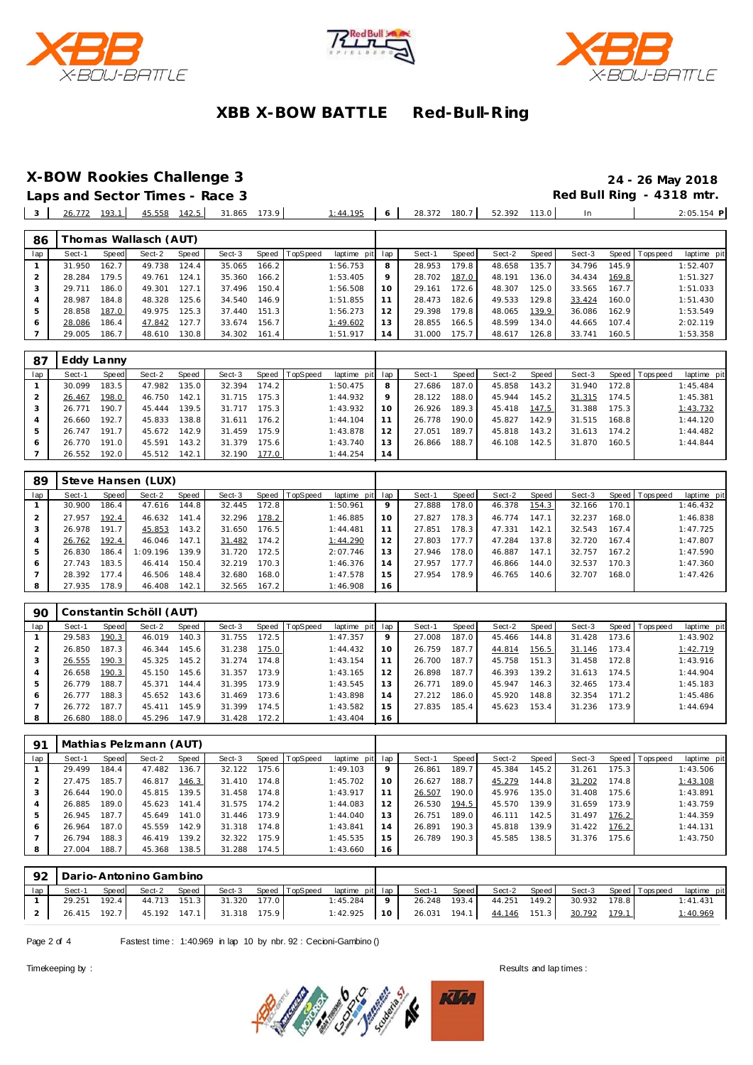# XBB X-BOW BATTLE Red-Bull-Ring

## X-BOW Rookies Challenge 3

**24 - 26 May 2018**

### Laps and Sector Times - Race 3

**Red Bull Ring - 4318 mtr.**

| lap | Sect-1 | Speed | Sect-2 | Speed | Sect-3 | Speed | TopSpeed | laptime pit | lap | Sect-1 | Speed | Sect-2 | Speed | Sect-3 | Speed | Topspeed | laptime pit |
|---|---|---|---|---|---|---|---|---|---|---|---|---|---|---|---|---|---|
| 3 | 26.772 | 193.1 | 45.558 | 142.5 | 31.865 | 173.9 | | 1:44.195 | 6 | 28.372 | 180.7 | 52.392 | 113.0 | In | | | 2:05.154 P |

**86 Thomas Wallasch (AUT)**

| lap | Sect-1 | Speed | Sect-2 | Speed | Sect-3 | Speed | TopSpeed | laptime pit | lap | Sect-1 | Speed | Sect-2 | Speed | Sect-3 | Speed | Topspeed | laptime pit |
|---|---|---|---|---|---|---|---|---|---|---|---|---|---|---|---|---|---|
| 1 | 31.950 | 162.7 | 49.738 | 124.4 | 35.065 | 166.2 | | 1:56.753 | 8 | 28.953 | 179.8 | 48.658 | 135.7 | 34.796 | 145.9 | | 1:52.407 |
| 2 | 28.284 | 179.5 | 49.761 | 124.1 | 35.360 | 166.2 | | 1:53.405 | 9 | 28.702 | 187.0 | 48.191 | 136.0 | 34.434 | 169.8 | | 1:51.327 |
| 3 | 29.711 | 186.0 | 49.301 | 127.1 | 37.496 | 150.4 | | 1:56.508 | 10 | 29.161 | 172.6 | 48.307 | 125.0 | 33.565 | 167.7 | | 1:51.033 |
| 4 | 28.987 | 184.8 | 48.328 | 125.6 | 34.540 | 146.9 | | 1:51.855 | 11 | 28.473 | 182.6 | 49.533 | 129.8 | 33.424 | 160.0 | | 1:51.430 |
| 5 | 28.858 | 187.0 | 49.975 | 125.3 | 37.440 | 151.3 | | 1:56.273 | 12 | 29.398 | 179.8 | 48.065 | 139.9 | 36.086 | 162.9 | | 1:53.549 |
| 6 | 28.086 | 186.4 | 47.842 | 127.7 | 33.674 | 156.7 | | 1:49.602 | 13 | 28.855 | 166.5 | 48.599 | 134.0 | 44.665 | 107.4 | | 2:02.119 |
| 7 | 29.005 | 186.7 | 48.610 | 130.8 | 34.302 | 161.4 | | 1:51.917 | 14 | 31.000 | 175.7 | 48.617 | 126.8 | 33.741 | 160.5 | | 1:53.358 |

**87 Eddy Lanny**

| lap | Sect-1 | Speed | Sect-2 | Speed | Sect-3 | Speed | TopSpeed | laptime pit | lap | Sect-1 | Speed | Sect-2 | Speed | Sect-3 | Speed | Topspeed | laptime pit |
|---|---|---|---|---|---|---|---|---|---|---|---|---|---|---|---|---|---|
| 1 | 30.099 | 183.5 | 47.982 | 135.0 | 32.394 | 174.2 | | 1:50.475 | 8 | 27.686 | 187.0 | 45.858 | 143.2 | 31.940 | 172.8 | | 1:45.484 |
| 2 | 26.467 | 198.0 | 46.750 | 142.1 | 31.715 | 175.3 | | 1:44.932 | 9 | 28.122 | 188.0 | 45.944 | 145.2 | 31.315 | 174.5 | | 1:45.381 |
| 3 | 26.771 | 190.7 | 45.444 | 139.5 | 31.717 | 175.3 | | 1:43.932 | 10 | 26.926 | 189.3 | 45.418 | 147.5 | 31.388 | 175.3 | | 1:43.732 |
| 4 | 26.660 | 192.7 | 45.833 | 138.8 | 31.611 | 176.2 | | 1:44.104 | 11 | 26.778 | 190.0 | 45.827 | 142.9 | 31.515 | 168.8 | | 1:44.120 |
| 5 | 26.747 | 191.7 | 45.672 | 142.9 | 31.459 | 175.9 | | 1:43.878 | 12 | 27.051 | 189.7 | 45.818 | 143.2 | 31.613 | 174.2 | | 1:44.482 |
| 6 | 26.770 | 191.0 | 45.591 | 143.2 | 31.379 | 175.6 | | 1:43.740 | 13 | 26.866 | 188.7 | 46.108 | 142.5 | 31.870 | 160.5 | | 1:44.844 |
| 7 | 26.552 | 192.0 | 45.512 | 142.1 | 32.190 | 177.0 | | 1:44.254 | 14 | | | | | | | | |

**89 Steve Hansen (LUX)**

| lap | Sect-1 | Speed | Sect-2 | Speed | Sect-3 | Speed | TopSpeed | laptime pit | lap | Sect-1 | Speed | Sect-2 | Speed | Sect-3 | Speed | Topspeed | laptime pit |
|---|---|---|---|---|---|---|---|---|---|---|---|---|---|---|---|---|---|
| 1 | 30.900 | 186.4 | 47.616 | 144.8 | 32.445 | 172.8 | | 1:50.961 | 9 | 27.888 | 178.0 | 46.378 | 154.3 | 32.166 | 170.1 | | 1:46.432 |
| 2 | 27.957 | 192.4 | 46.632 | 141.4 | 32.296 | 178.2 | | 1:46.885 | 10 | 27.827 | 178.3 | 46.774 | 147.1 | 32.237 | 168.0 | | 1:46.838 |
| 3 | 26.978 | 191.7 | 45.853 | 143.2 | 31.650 | 176.5 | | 1:44.481 | 11 | 27.851 | 178.3 | 47.331 | 142.1 | 32.543 | 167.4 | | 1:47.725 |
| 4 | 26.762 | 192.4 | 46.046 | 147.1 | 31.482 | 174.2 | | 1:44.290 | 12 | 27.803 | 177.7 | 47.284 | 137.8 | 32.720 | 167.4 | | 1:47.807 |
| 5 | 26.830 | 186.4 | 1:09.196 | 139.9 | 31.720 | 172.5 | | 2:07.746 | 13 | 27.946 | 178.0 | 46.887 | 147.1 | 32.757 | 167.2 | | 1:47.590 |
| 6 | 27.743 | 183.5 | 46.414 | 150.4 | 32.219 | 170.3 | | 1:46.376 | 14 | 27.957 | 177.7 | 46.866 | 144.0 | 32.537 | 170.3 | | 1:47.360 |
| 7 | 28.392 | 177.4 | 46.506 | 148.4 | 32.680 | 168.0 | | 1:47.578 | 15 | 27.954 | 178.9 | 46.765 | 140.6 | 32.707 | 168.0 | | 1:47.426 |
| 8 | 27.935 | 178.9 | 46.408 | 142.1 | 32.565 | 167.2 | | 1:46.908 | 16 | | | | | | | | |

**90 Constantin Schöll (AUT)**

| lap | Sect-1 | Speed | Sect-2 | Speed | Sect-3 | Speed | TopSpeed | laptime pit | lap | Sect-1 | Speed | Sect-2 | Speed | Sect-3 | Speed | Topspeed | laptime pit |
|---|---|---|---|---|---|---|---|---|---|---|---|---|---|---|---|---|---|
| 1 | 29.583 | 190.3 | 46.019 | 140.3 | 31.755 | 172.5 | | 1:47.357 | 9 | 27.008 | 187.0 | 45.466 | 144.8 | 31.428 | 173.6 | | 1:43.902 |
| 2 | 26.850 | 187.3 | 46.344 | 145.6 | 31.238 | 175.0 | | 1:44.432 | 10 | 26.759 | 187.7 | 44.814 | 156.5 | 31.146 | 173.4 | | 1:42.719 |
| 3 | 26.555 | 190.3 | 45.325 | 145.2 | 31.274 | 174.8 | | 1:43.154 | 11 | 26.700 | 187.7 | 45.758 | 151.3 | 31.458 | 172.8 | | 1:43.916 |
| 4 | 26.658 | 190.3 | 45.150 | 145.6 | 31.357 | 173.9 | | 1:43.165 | 12 | 26.898 | 187.7 | 46.393 | 139.2 | 31.613 | 174.5 | | 1:44.904 |
| 5 | 26.779 | 188.7 | 45.371 | 144.4 | 31.395 | 173.9 | | 1:43.545 | 13 | 26.771 | 189.0 | 45.947 | 146.3 | 32.465 | 173.4 | | 1:45.183 |
| 6 | 26.777 | 188.3 | 45.652 | 143.6 | 31.469 | 173.6 | | 1:43.898 | 14 | 27.212 | 186.0 | 45.920 | 148.8 | 32.354 | 171.2 | | 1:45.486 |
| 7 | 26.772 | 187.7 | 45.411 | 145.9 | 31.399 | 174.5 | | 1:43.582 | 15 | 27.835 | 185.4 | 45.623 | 153.4 | 31.236 | 173.9 | | 1:44.694 |
| 8 | 26.680 | 188.0 | 45.296 | 147.9 | 31.428 | 172.2 | | 1:43.404 | 16 | | | | | | | | |

**91 Mathias Pelzmann (AUT)**

| lap | Sect-1 | Speed | Sect-2 | Speed | Sect-3 | Speed | TopSpeed | laptime pit | lap | Sect-1 | Speed | Sect-2 | Speed | Sect-3 | Speed | Topspeed | laptime pit |
|---|---|---|---|---|---|---|---|---|---|---|---|---|---|---|---|---|---|
| 1 | 29.499 | 184.4 | 47.482 | 136.7 | 32.122 | 175.6 | | 1:49.103 | 9 | 26.861 | 189.7 | 45.384 | 145.2 | 31.261 | 175.3 | | 1:43.506 |
| 2 | 27.475 | 185.7 | 46.817 | 146.3 | 31.410 | 174.8 | | 1:45.702 | 10 | 26.627 | 188.7 | 45.279 | 144.8 | 31.202 | 174.8 | | 1:43.108 |
| 3 | 26.644 | 190.0 | 45.815 | 139.5 | 31.458 | 174.8 | | 1:43.917 | 11 | 26.507 | 190.0 | 45.976 | 135.0 | 31.408 | 175.6 | | 1:43.891 |
| 4 | 26.885 | 189.0 | 45.623 | 141.4 | 31.575 | 174.2 | | 1:44.083 | 12 | 26.530 | 194.5 | 45.570 | 139.9 | 31.659 | 173.9 | | 1:43.759 |
| 5 | 26.945 | 187.7 | 45.649 | 141.0 | 31.446 | 173.9 | | 1:44.040 | 13 | 26.751 | 189.0 | 46.111 | 142.5 | 31.497 | 176.2 | | 1:44.359 |
| 6 | 26.964 | 187.0 | 45.559 | 142.9 | 31.318 | 174.8 | | 1:43.841 | 14 | 26.891 | 190.3 | 45.818 | 139.9 | 31.422 | 176.2 | | 1:44.131 |
| 7 | 26.794 | 188.3 | 46.419 | 139.2 | 32.322 | 175.9 | | 1:45.535 | 15 | 26.789 | 190.3 | 45.585 | 138.5 | 31.376 | 175.6 | | 1:43.750 |
| 8 | 27.004 | 188.7 | 45.368 | 138.5 | 31.288 | 174.5 | | 1:43.660 | 16 | | | | | | | | |

**92 Dario-Antonino Gambino**

| lap | Sect-1 | Speed | Sect-2 | Speed | Sect-3 | Speed | TopSpeed | laptime pit | lap | Sect-1 | Speed | Sect-2 | Speed | Sect-3 | Speed | Topspeed | laptime pit |
|---|---|---|---|---|---|---|---|---|---|---|---|---|---|---|---|---|---|
| 1 | 29.251 | 192.4 | 44.713 | 151.3 | 31.320 | 177.0 | | 1:45.284 | 9 | 26.248 | 193.4 | 44.251 | 149.2 | 30.932 | 178.8 | | 1:41.431 |
| 2 | 26.415 | 192.7 | 45.192 | 147.1 | 31.318 | 175.9 | | 1:42.925 | 10 | 26.031 | 194.1 | 44.146 | 151.3 | 30.792 | 179.1 | | 1:40.969 |

Fastest time : 1:40.969 in lap 10 by nbr. 92 : Cecioni-Gambino ()

Timekeeping by : Results and lap times :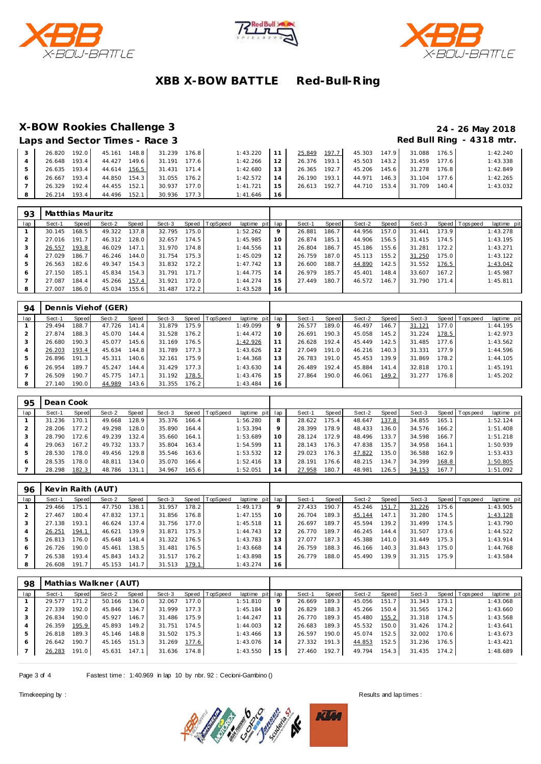# XBB X-BOW BATTLE Red-Bull-Ring

## X-BOW Rookies Challenge 3

**24 - 26 May 2018**

### Laps and Sector Times - Race 3

**Red Bull Ring - 4318 mtr.**

| lap | Sect-1 | Speed | Sect-2 | Speed | Sect-3 | Speed | TopSpeed | laptime pit | lap | Sect-1 | Speed | Sect-2 | Speed | Sect-3 | Speed | Topspeed | laptime pit |
|---|---|---|---|---|---|---|---|---|---|---|---|---|---|---|---|---|---|
| 3 | 26.820 | 192.0 | 45.161 | 148.8 | 31.239 | 176.8 | | 1:43.220 | 11 | 25.849 | 197.7 | 45.303 | 147.9 | 31.088 | 176.5 | | 1:42.240 |
| 4 | 26.648 | 193.4 | 44.427 | 149.6 | 31.191 | 177.6 | | 1:42.266 | 12 | 26.376 | 193.1 | 45.503 | 143.2 | 31.459 | 177.6 | | 1:43.338 |
| 5 | 26.635 | 193.4 | 44.614 | 156.5 | 31.431 | 171.4 | | 1:42.680 | 13 | 26.365 | 192.7 | 45.206 | 145.6 | 31.278 | 176.8 | | 1:42.849 |
| 6 | 26.667 | 193.4 | 44.850 | 154.3 | 31.055 | 176.2 | | 1:42.572 | 14 | 26.190 | 193.1 | 44.971 | 146.3 | 31.104 | 177.6 | | 1:42.265 |
| 7 | 26.329 | 192.4 | 44.455 | 152.1 | 30.937 | 177.0 | | 1:41.721 | 15 | 26.613 | 192.7 | 44.710 | 153.4 | 31.709 | 140.4 | | 1:43.032 |
| 8 | 26.214 | 193.4 | 44.496 | 152.1 | 30.936 | 177.3 | | 1:41.646 | 16 | | | | | | | | |

**93 Matthias Mauritz**

| lap | Sect-1 | Speed | Sect-2 | Speed | Sect-3 | Speed | TopSpeed | laptime pit | lap | Sect-1 | Speed | Sect-2 | Speed | Sect-3 | Speed | Topspeed | laptime pit |
|---|---|---|---|---|---|---|---|---|---|---|---|---|---|---|---|---|---|
| 1 | 30.145 | 168.5 | 49.322 | 137.8 | 32.795 | 175.0 | | 1:52.262 | 9 | 26.881 | 186.7 | 44.956 | 157.0 | 31.441 | 173.9 | | 1:43.278 |
| 2 | 27.016 | 191.7 | 46.312 | 128.0 | 32.657 | 174.5 | | 1:45.985 | 10 | 26.874 | 185.1 | 44.906 | 156.5 | 31.415 | 174.5 | | 1:43.195 |
| 3 | 26.557 | 193.8 | 46.029 | 147.1 | 31.970 | 174.8 | | 1:44.556 | 11 | 26.804 | 186.7 | 45.186 | 155.6 | 31.281 | 172.2 | | 1:43.271 |
| 4 | 27.029 | 186.7 | 46.246 | 144.0 | 31.754 | 175.3 | | 1:45.029 | 12 | 26.759 | 187.0 | 45.113 | 155.2 | 31.250 | 175.0 | | 1:43.122 |
| 5 | 26.563 | 182.6 | 49.347 | 154.3 | 31.832 | 172.2 | | 1:47.742 | 13 | 26.600 | 188.7 | 44.890 | 142.5 | 31.552 | 176.5 | | 1:43.042 |
| 6 | 27.150 | 185.1 | 45.834 | 154.3 | 31.791 | 171.7 | | 1:44.775 | 14 | 26.979 | 185.7 | 45.401 | 148.4 | 33.607 | 167.2 | | 1:45.987 |
| 7 | 27.087 | 184.4 | 45.266 | 157.4 | 31.921 | 172.0 | | 1:44.274 | 15 | 27.449 | 180.7 | 46.572 | 146.7 | 31.790 | 171.4 | | 1:45.811 |
| 8 | 27.007 | 186.0 | 45.034 | 155.6 | 31.487 | 172.2 | | 1:43.528 | 16 | | | | | | | | |

**94 Dennis Viehof (GER)**

| lap | Sect-1 | Speed | Sect-2 | Speed | Sect-3 | Speed | TopSpeed | laptime pit | lap | Sect-1 | Speed | Sect-2 | Speed | Sect-3 | Speed | Topspeed | laptime pit |
|---|---|---|---|---|---|---|---|---|---|---|---|---|---|---|---|---|---|
| 1 | 29.494 | 188.7 | 47.726 | 141.4 | 31.879 | 175.9 | | 1:49.099 | 9 | 26.577 | 189.0 | 46.497 | 146.7 | 31.121 | 177.0 | | 1:44.195 |
| 2 | 27.874 | 188.3 | 45.070 | 144.4 | 31.528 | 176.2 | | 1:44.472 | 10 | 26.691 | 190.3 | 45.058 | 145.2 | 31.224 | 178.5 | | 1:42.973 |
| 3 | 26.680 | 190.3 | 45.077 | 145.6 | 31.169 | 176.5 | | 1:42.926 | 11 | 26.628 | 192.4 | 45.449 | 142.5 | 31.485 | 177.6 | | 1:43.562 |
| 4 | 26.203 | 193.4 | 45.634 | 144.8 | 31.789 | 177.3 | | 1:43.626 | 12 | 27.049 | 191.0 | 46.216 | 140.3 | 31.331 | 177.9 | | 1:44.596 |
| 5 | 26.896 | 191.3 | 45.311 | 140.6 | 32.161 | 175.9 | | 1:44.368 | 13 | 26.783 | 191.0 | 45.453 | 139.9 | 31.869 | 178.2 | | 1:44.105 |
| 6 | 26.954 | 189.7 | 45.247 | 144.4 | 31.429 | 177.3 | | 1:43.630 | 14 | 26.489 | 192.4 | 45.884 | 141.4 | 32.818 | 170.1 | | 1:45.191 |
| 7 | 26.509 | 190.7 | 45.775 | 147.1 | 31.192 | 178.5 | | 1:43.476 | 15 | 27.864 | 190.0 | 46.061 | 149.2 | 31.277 | 176.8 | | 1:45.202 |
| 8 | 27.140 | 190.0 | 44.989 | 143.6 | 31.355 | 176.2 | | 1:43.484 | 16 | | | | | | | | |

**95 Dean Cook**

| lap | Sect-1 | Speed | Sect-2 | Speed | Sect-3 | Speed | TopSpeed | laptime pit | lap | Sect-1 | Speed | Sect-2 | Speed | Sect-3 | Speed | Topspeed | laptime pit |
|---|---|---|---|---|---|---|---|---|---|---|---|---|---|---|---|---|---|
| 1 | 31.236 | 170.1 | 49.668 | 128.9 | 35.376 | 166.4 | | 1:56.280 | 8 | 28.622 | 175.4 | 48.647 | 137.8 | 34.855 | 165.1 | | 1:52.124 |
| 2 | 28.206 | 177.2 | 49.298 | 128.0 | 35.890 | 164.4 | | 1:53.394 | 9 | 28.399 | 178.9 | 48.433 | 136.0 | 34.576 | 166.2 | | 1:51.408 |
| 3 | 28.790 | 172.6 | 49.239 | 132.4 | 35.660 | 164.1 | | 1:53.689 | 10 | 28.124 | 172.9 | 48.496 | 133.7 | 34.598 | 166.7 | | 1:51.218 |
| 4 | 29.063 | 167.2 | 49.732 | 133.7 | 35.804 | 163.4 | | 1:54.599 | 11 | 28.143 | 176.3 | 47.838 | 135.7 | 34.958 | 164.1 | | 1:50.939 |
| 5 | 28.530 | 178.0 | 49.456 | 129.8 | 35.546 | 163.6 | | 1:53.532 | 12 | 29.023 | 176.3 | 47.822 | 135.0 | 36.588 | 162.9 | | 1:53.433 |
| 6 | 28.535 | 178.0 | 48.811 | 134.0 | 35.070 | 166.4 | | 1:52.416 | 13 | 28.191 | 176.6 | 48.215 | 134.7 | 34.399 | 168.8 | | 1:50.805 |
| 7 | 28.298 | 182.3 | 48.786 | 131.1 | 34.967 | 165.6 | | 1:52.051 | 14 | 27.958 | 180.7 | 48.981 | 126.5 | 34.153 | 167.7 | | 1:51.092 |

**96 Kevin Raith (AUT)**

| lap | Sect-1 | Speed | Sect-2 | Speed | Sect-3 | Speed | TopSpeed | laptime pit | lap | Sect-1 | Speed | Sect-2 | Speed | Sect-3 | Speed | Topspeed | laptime pit |
|---|---|---|---|---|---|---|---|---|---|---|---|---|---|---|---|---|---|
| 1 | 29.466 | 175.1 | 47.750 | 138.1 | 31.957 | 178.2 | | 1:49.173 | 9 | 27.433 | 190.7 | 45.246 | 151.7 | 31.226 | 175.6 | | 1:43.905 |
| 2 | 27.467 | 180.4 | 47.832 | 137.1 | 31.856 | 176.8 | | 1:47.155 | 10 | 26.704 | 189.3 | 45.144 | 147.1 | 31.280 | 174.5 | | 1:43.128 |
| 3 | 27.138 | 193.1 | 46.624 | 137.4 | 31.756 | 177.0 | | 1:45.518 | 11 | 26.697 | 189.7 | 45.594 | 139.2 | 31.499 | 174.5 | | 1:43.790 |
| 4 | 26.251 | 194.1 | 46.621 | 139.9 | 31.871 | 175.3 | | 1:44.743 | 12 | 26.770 | 189.7 | 46.245 | 144.4 | 31.507 | 173.6 | | 1:44.522 |
| 5 | 26.813 | 176.0 | 45.648 | 141.4 | 31.322 | 176.5 | | 1:43.783 | 13 | 27.077 | 187.3 | 45.388 | 141.0 | 31.449 | 175.3 | | 1:43.914 |
| 6 | 26.726 | 190.0 | 45.461 | 138.5 | 31.481 | 176.5 | | 1:43.668 | 14 | 26.759 | 188.3 | 46.166 | 140.3 | 31.843 | 175.0 | | 1:44.768 |
| 7 | 26.538 | 193.4 | 45.843 | 143.2 | 31.517 | 176.2 | | 1:43.898 | 15 | 26.779 | 188.0 | 45.490 | 139.9 | 31.315 | 175.9 | | 1:43.584 |
| 8 | 26.608 | 191.7 | 45.153 | 141.7 | 31.513 | 179.1 | | 1:43.274 | 16 | | | | | | | | |

**98 Mathias Walkner (AUT)**

| lap | Sect-1 | Speed | Sect-2 | Speed | Sect-3 | Speed | TopSpeed | laptime pit | lap | Sect-1 | Speed | Sect-2 | Speed | Sect-3 | Speed | Topspeed | laptime pit |
|---|---|---|---|---|---|---|---|---|---|---|---|---|---|---|---|---|---|
| 1 | 29.577 | 171.2 | 50.166 | 136.0 | 32.067 | 177.0 | | 1:51.810 | 8 | 26.669 | 189.3 | 45.056 | 151.7 | 31.343 | 173.1 | | 1:43.068 |
| 2 | 27.339 | 192.0 | 45.846 | 134.7 | 31.999 | 177.3 | | 1:45.184 | 9 | 26.829 | 188.3 | 45.266 | 150.4 | 31.565 | 174.2 | | 1:43.660 |
| 3 | 26.834 | 190.0 | 45.927 | 146.7 | 31.486 | 175.9 | | 1:44.247 | 10 | 26.770 | 189.3 | 45.480 | 155.2 | 31.318 | 174.5 | | 1:43.568 |
| 4 | 26.359 | 195.9 | 45.893 | 149.2 | 31.751 | 174.5 | | 1:44.003 | 11 | 26.683 | 189.3 | 45.532 | 150.0 | 31.426 | 174.2 | | 1:43.641 |
| 5 | 26.818 | 189.3 | 45.146 | 148.8 | 31.502 | 175.3 | | 1:43.466 | 12 | 26.597 | 190.0 | 45.074 | 152.5 | 32.002 | 170.6 | | 1:43.673 |
| 6 | 26.642 | 190.7 | 45.165 | 151.3 | 31.269 | 177.6 | | 1:43.076 | 13 | 27.332 | 191.3 | 44.853 | 152.5 | 31.236 | 176.5 | | 1:43.421 |
| 7 | 26.283 | 191.0 | 45.631 | 147.1 | 31.636 | 174.8 | | 1:43.550 | 14 | 27.460 | 192.7 | 49.794 | 154.3 | 31.435 | 174.2 | | 1:48.689 |

Fastest time : 1:40.969 in lap 10 by nbr. 92 : Cecioni-Gambino ()

Timekeeping by : Results and lap times :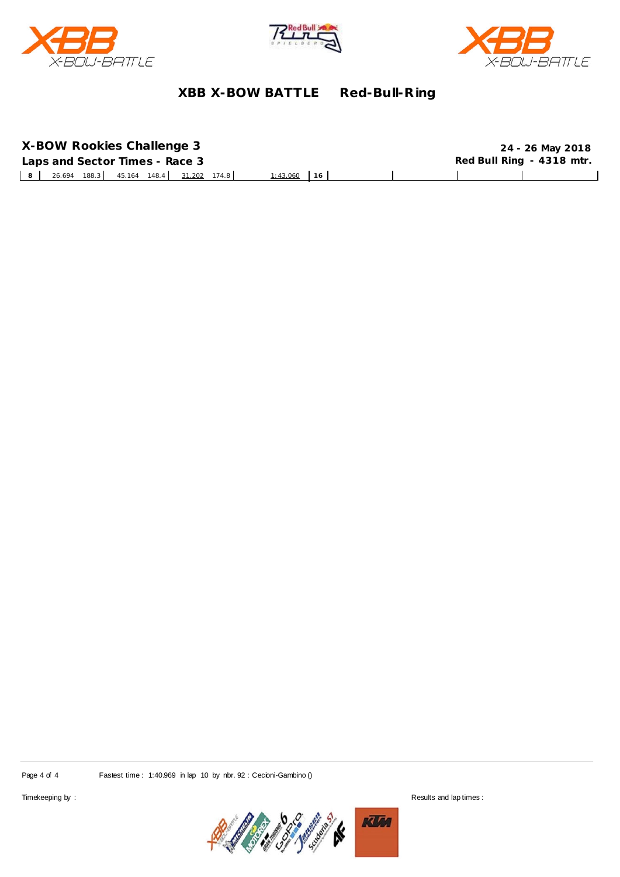# XBB X-BOW BATTLE Red-Bull-Ring

## X-BOW Rookies Challenge 3

**Laps and Sector Times - Race 3**

**24 - 26 May 2018**

**Red Bull Ring - 4318 mtr.**

| | | | | | | | | | | | | |
|---|---|---|---|---|---|---|---|---|---|---|---|---|
| **8** | 26.694 | 188.3 | 45.164 | 148.4 | 31.202 | 174.8 | 1:43.060 | **16** | | | | |

Fastest time : 1:40.969 in lap 10 by nbr. 92 : Cecioni-Gambino ()

Timekeeping by :

Results and lap times :